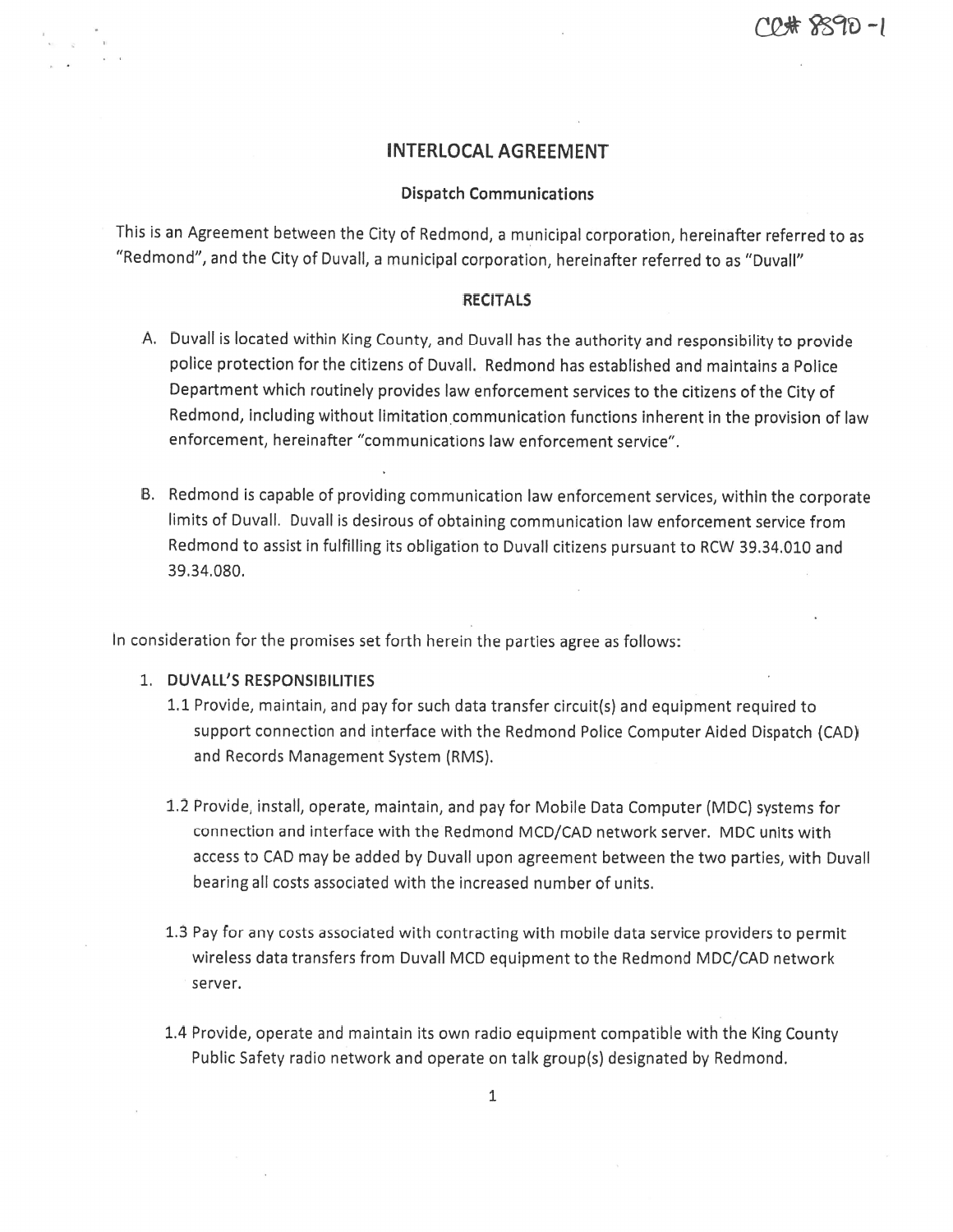CC# 8890-1

# INTERLOCAL AGREEMENT

### Dispatch Communications

This is an Agreement between the City of Redmond, a municipal corporation, hereinafter referred to as "Redmond", and the City of Duvall, a municipal corporation, hereinafter referred to as "Duvall"

### RECITALS

A. Duvall is located within King County, and Duvall has the authority and responsibility to provide police protection for the citizens of Duvall. Redmond has established and maintains a Police Department which routinely provides law enforcement services to the citizens of the City of Redmond, including without limitation communication functions inherent in the provision of law enforcement, hereinafter "communications law enforcement service".

B. Redmond is capable of providing communication law enforcement services, within the corporate limits of Duvall. Duvall is desirous of obtaining communication law enforcement service from Redmond to assist in fulfilling its obligation to Duvall citizens pursuant to RCW 39.34.010 and 39.34.080.

In consideration for the promises set forth herein the parties agree as follows:

1. **DUVALL'S RESPONSIBILITIES**
   - 1.1 Provide, maintain, and pay for such data transfer circuit(s) and equipment required to support connection and interface with the Redmond Police Computer Aided Dispatch (CAD) and Records Management System (RMS).
   - 1.2 Provide, install, operate, maintain, and pay for Mobile Data Computer (MDC) systems for connection and interface with the Redmond MCD/CAD network server. MDC units with access to CAD may be added by Duvall upon agreement between the two parties, with Duvall bearing all costs associated with the increased number of units.
   - 1.3 Pay for any costs associated with contracting with mobile data service providers to permit wireless data transfers from Duvall MCD equipment to the Redmond MDC/CAD network server.
   - 1.4 Provide, operate and maintain its own radio equipment compatible with the King County Public Safety radio network and operate on talk group(s) designated by Redmond.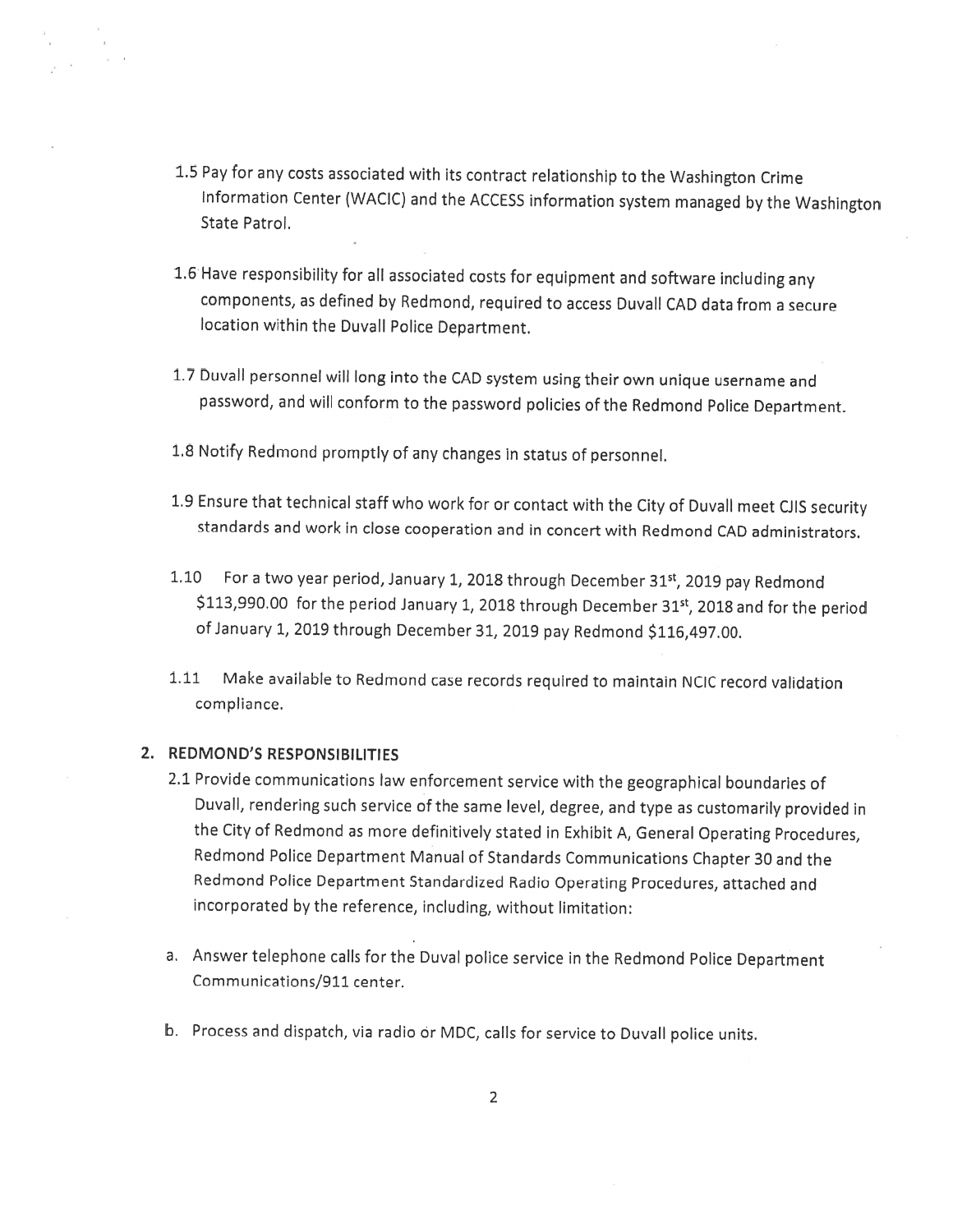1.5 Pay for any costs associated with its contract relationship to the Washington Crime Information Center (WACIC) and the ACCESS information system managed by the Washington State Patrol.

1.6 Have responsibility for all associated costs for equipment and software including any components, as defined by Redmond, required to access Duvall CAD data from a secure location within the Duvall Police Department.

1.7 Duvall personnel will long into the CAD system using their own unique username and password, and will conform to the password policies of the Redmond Police Department.

1.8 Notify Redmond promptly of any changes in status of personnel.

1.9 Ensure that technical staff who work for or contact with the City of Duvall meet CJIS security standards and work in close cooperation and in concert with Redmond CAD administrators.

1.10 For a two year period, January 1, 2018 through December 31st, 2019 pay Redmond $113,990.00 for the period January 1, 2018 through December 31st, 2018 and for the period of January 1, 2019 through December 31, 2019 pay Redmond $116,497.00.

1.11 Make available to Redmond case records required to maintain NCIC record validation compliance.

## 2. REDMOND'S RESPONSIBILITIES

2.1 Provide communications law enforcement service with the geographical boundaries of Duvall, rendering such service of the same level, degree, and type as customarily provided in the City of Redmond as more definitively stated in Exhibit A, General Operating Procedures, Redmond Police Department Manual of Standards Communications Chapter 30 and the Redmond Police Department Standardized Radio Operating Procedures, attached and incorporated by the reference, including, without limitation:

a. Answer telephone calls for the Duval police service in the Redmond Police Department Communications/911 center.

b. Process and dispatch, via radio or MDC, calls for service to Duvall police units.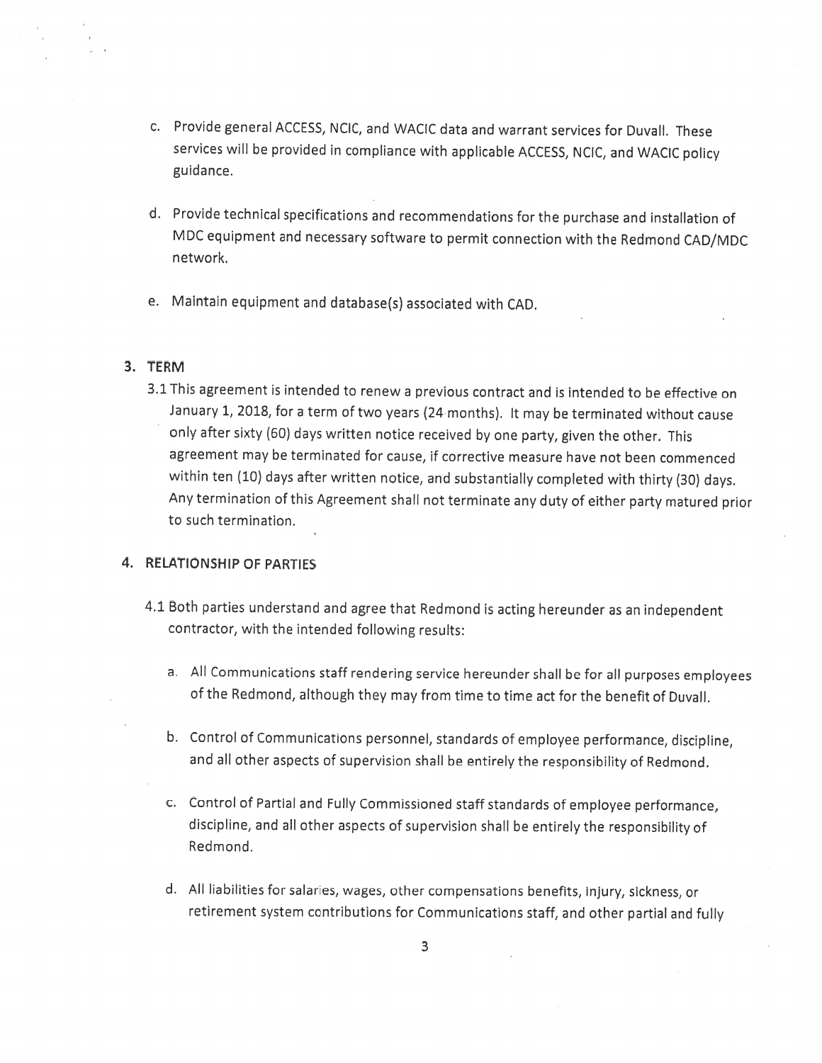c. Provide general ACCESS, NCIC, and WACIC data and warrant services for Duvall. These services will be provided in compliance with applicable ACCESS, NCIC, and WACIC policy guidance.

d. Provide technical specifications and recommendations for the purchase and installation of MDC equipment and necessary software to permit connection with the Redmond CAD/MDC network.

e. Maintain equipment and database(s) associated with CAD.

## 3. TERM

3.1 This agreement is intended to renew a previous contract and is intended to be effective on January 1, 2018, for a term of two years (24 months). It may be terminated without cause only after sixty (60) days written notice received by one party, given the other. This agreement may be terminated for cause, if corrective measure have not been commenced within ten (10) days after written notice, and substantially completed with thirty (30) days. Any termination of this Agreement shall not terminate any duty of either party matured prior to such termination.

## 4. RELATIONSHIP OF PARTIES

4.1 Both parties understand and agree that Redmond is acting hereunder as an independent contractor, with the intended following results:

a. All Communications staff rendering service hereunder shall be for all purposes employees of the Redmond, although they may from time to time act for the benefit of Duvall.

b. Control of Communications personnel, standards of employee performance, discipline, and all other aspects of supervision shall be entirely the responsibility of Redmond.

c. Control of Partial and Fully Commissioned staff standards of employee performance, discipline, and all other aspects of supervision shall be entirely the responsibility of Redmond.

d. All liabilities for salaries, wages, other compensations benefits, injury, sickness, or retirement system contributions for Communications staff, and other partial and fully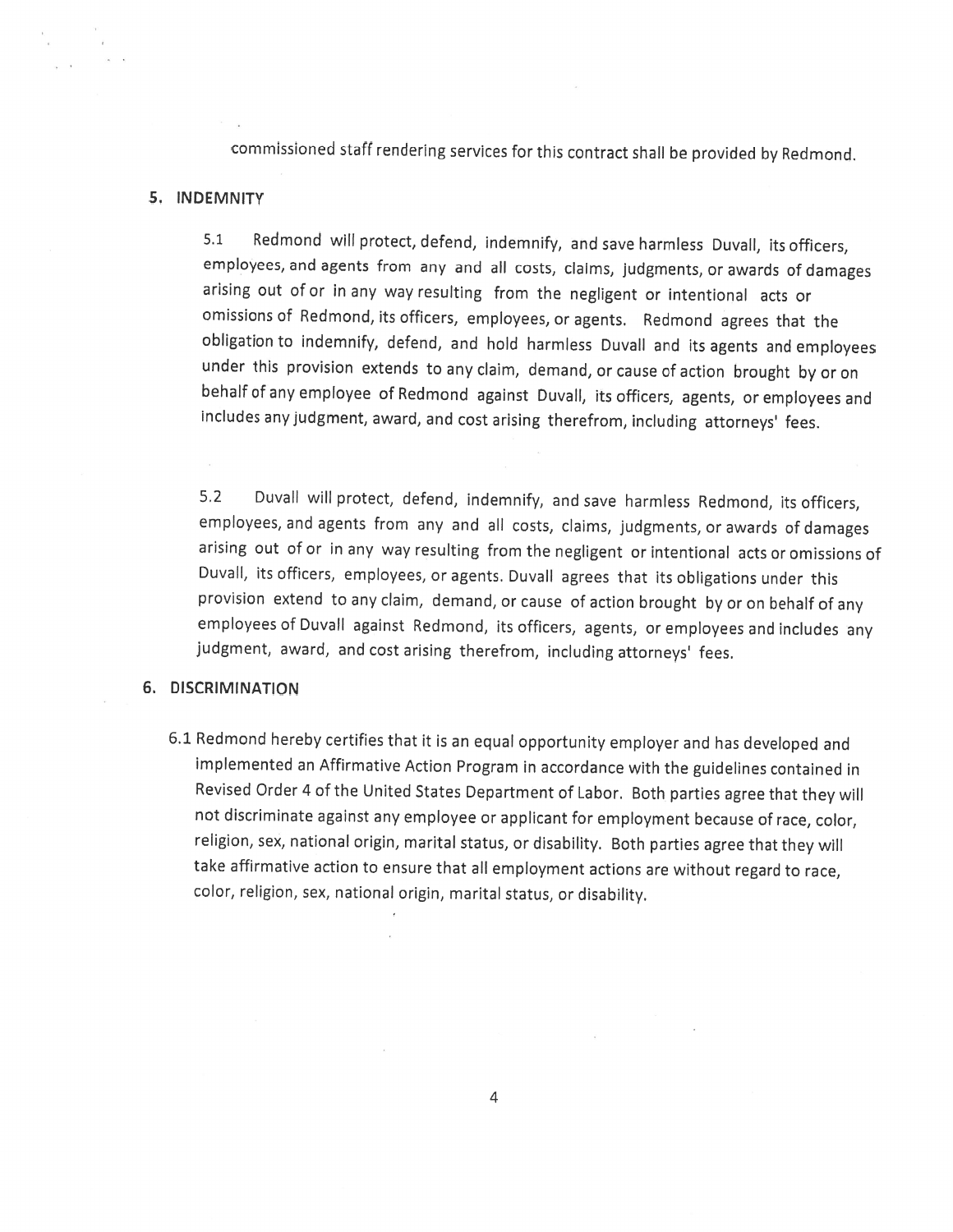commissioned staff rendering services for this contract shall be provided by Redmond.

## 5. INDEMNITY

5.1 Redmond will protect, defend, indemnify, and save harmless Duvall, its officers, employees, and agents from any and all costs, claims, judgments, or awards of damages arising out of or in any way resulting from the negligent or intentional acts or omissions of Redmond, its officers, employees, or agents. Redmond agrees that the obligation to indemnify, defend, and hold harmless Duvall and its agents and employees under this provision extends to any claim, demand, or cause of action brought by or on behalf of any employee of Redmond against Duvall, its officers, agents, or employees and includes any judgment, award, and cost arising therefrom, including attorneys' fees.

5.2 Duvall will protect, defend, indemnify, and save harmless Redmond, its officers, employees, and agents from any and all costs, claims, judgments, or awards of damages arising out of or in any way resulting from the negligent or intentional acts or omissions of Duvall, its officers, employees, or agents. Duvall agrees that its obligations under this provision extend to any claim, demand, or cause of action brought by or on behalf of any employees of Duvall against Redmond, its officers, agents, or employees and includes any judgment, award, and cost arising therefrom, including attorneys' fees.

## 6. DISCRIMINATION

6.1 Redmond hereby certifies that it is an equal opportunity employer and has developed and implemented an Affirmative Action Program in accordance with the guidelines contained in Revised Order 4 of the United States Department of Labor. Both parties agree that they will not discriminate against any employee or applicant for employment because of race, color, religion, sex, national origin, marital status, or disability. Both parties agree that they will take affirmative action to ensure that all employment actions are without regard to race, color, religion, sex, national origin, marital status, or disability.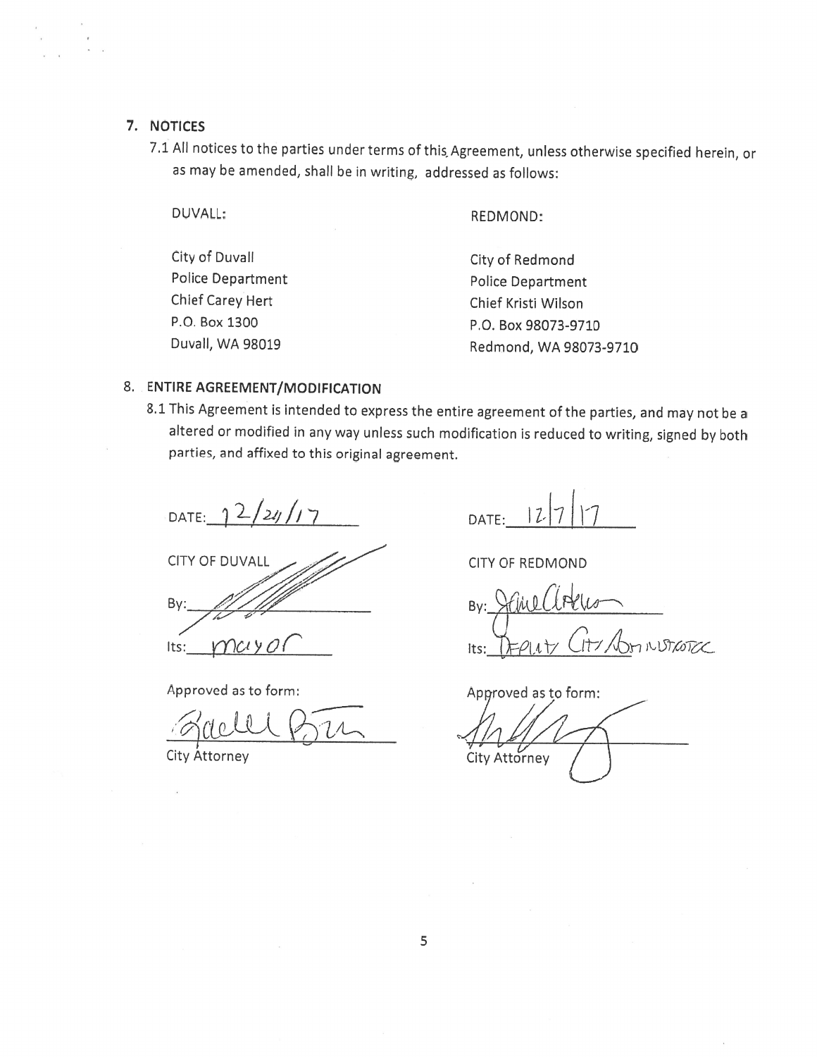## 7. NOTICES

7.1 All notices to the parties under terms of this Agreement, unless otherwise specified herein, or as may be amended, shall be in writing, addressed as follows:

DUVALL:

City of Duvall
Police Department
Chief Carey Hert
P.O. Box 1300
Duvall, WA 98019

REDMOND:

City of Redmond
Police Department
Chief Kristi Wilson
P.O. Box 98073-9710
Redmond, WA 98073-9710

## 8. ENTIRE AGREEMENT/MODIFICATION

8.1 This Agreement is intended to express the entire agreement of the parties, and may not be a altered or modified in any way unless such modification is reduced to writing, signed by both parties, and affixed to this original agreement.

DATE: 12/21/17

CITY OF DUVALL

By: ______________________

Its: mayor

Approved as to form:

______________________
City Attorney

DATE: 12/7/17

CITY OF REDMOND

By: ______________________

Its: Deputy City Administrator

Approved as to form:

______________________
City Attorney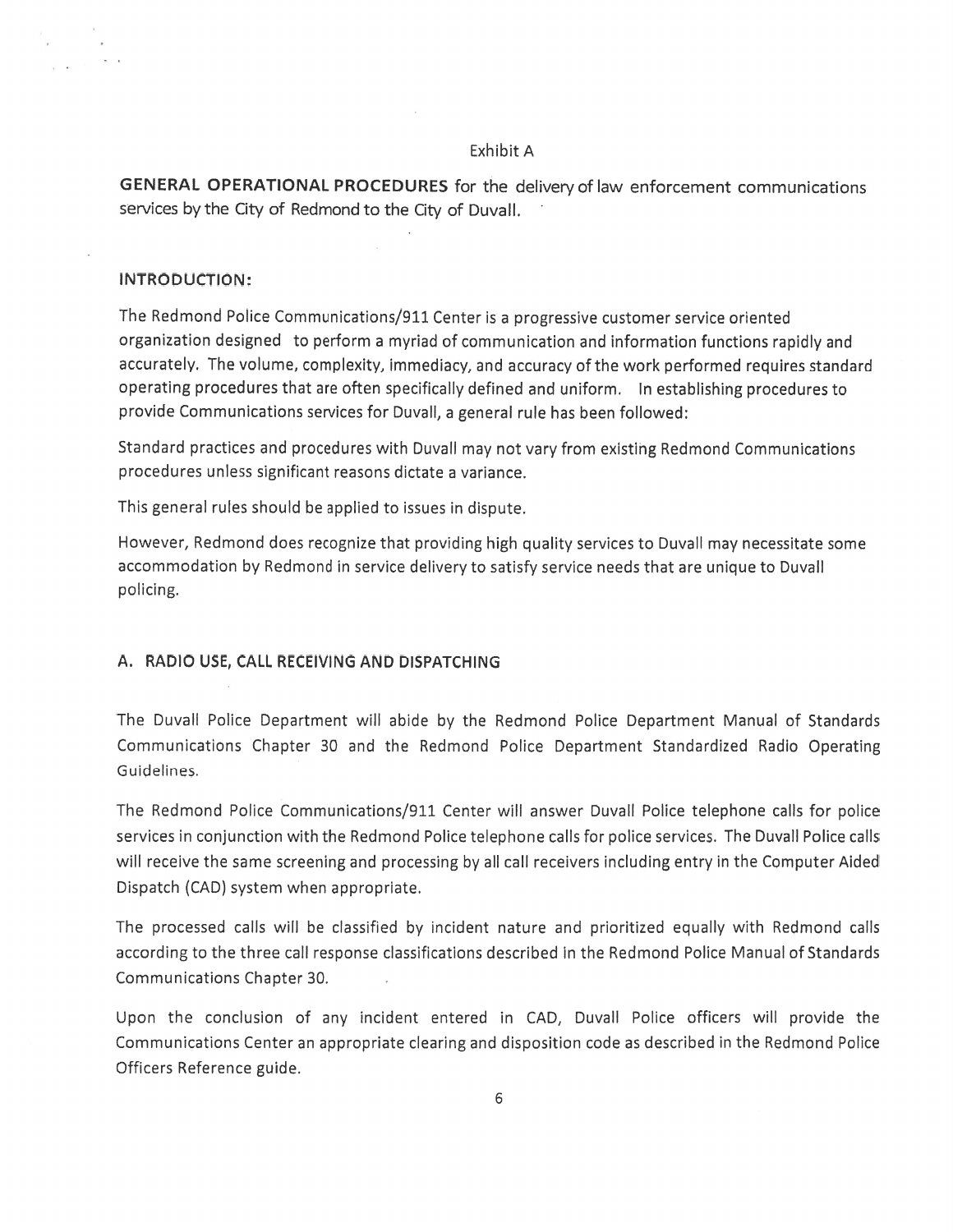Exhibit A

**GENERAL OPERATIONAL PROCEDURES** for the delivery of law enforcement communications services by the City of Redmond to the City of Duvall.

## INTRODUCTION:

The Redmond Police Communications/911 Center is a progressive customer service oriented organization designed to perform a myriad of communication and information functions rapidly and accurately. The volume, complexity, immediacy, and accuracy of the work performed requires standard operating procedures that are often specifically defined and uniform. In establishing procedures to provide Communications services for Duvall, a general rule has been followed:

Standard practices and procedures with Duvall may not vary from existing Redmond Communications procedures unless significant reasons dictate a variance.

This general rules should be applied to issues in dispute.

However, Redmond does recognize that providing high quality services to Duvall may necessitate some accommodation by Redmond in service delivery to satisfy service needs that are unique to Duvall policing.

## A. RADIO USE, CALL RECEIVING AND DISPATCHING

The Duvall Police Department will abide by the Redmond Police Department Manual of Standards Communications Chapter 30 and the Redmond Police Department Standardized Radio Operating Guidelines.

The Redmond Police Communications/911 Center will answer Duvall Police telephone calls for police services in conjunction with the Redmond Police telephone calls for police services. The Duvall Police calls will receive the same screening and processing by all call receivers including entry in the Computer Aided Dispatch (CAD) system when appropriate.

The processed calls will be classified by incident nature and prioritized equally with Redmond calls according to the three call response classifications described in the Redmond Police Manual of Standards Communications Chapter 30.

Upon the conclusion of any incident entered in CAD, Duvall Police officers will provide the Communications Center an appropriate clearing and disposition code as described in the Redmond Police Officers Reference guide.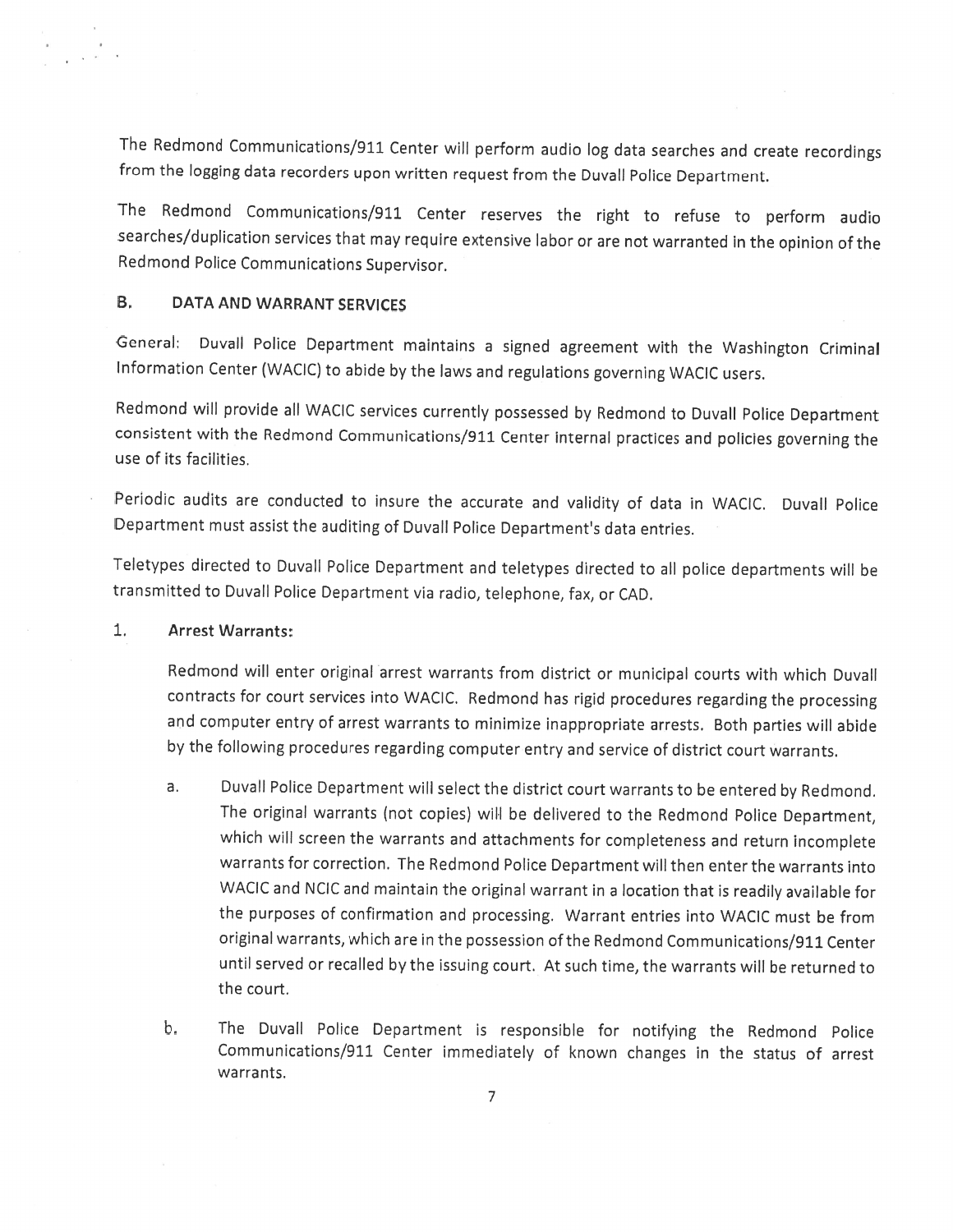The Redmond Communications/911 Center will perform audio log data searches and create recordings from the logging data recorders upon written request from the Duvall Police Department.

The Redmond Communications/911 Center reserves the right to refuse to perform audio searches/duplication services that may require extensive labor or are not warranted in the opinion of the Redmond Police Communications Supervisor.

## B. DATA AND WARRANT SERVICES

General: Duvall Police Department maintains a signed agreement with the Washington Criminal Information Center (WACIC) to abide by the laws and regulations governing WACIC users.

Redmond will provide all WACIC services currently possessed by Redmond to Duvall Police Department consistent with the Redmond Communications/911 Center internal practices and policies governing the use of its facilities.

Periodic audits are conducted to insure the accurate and validity of data in WACIC. Duvall Police Department must assist the auditing of Duvall Police Department's data entries.

Teletypes directed to Duvall Police Department and teletypes directed to all police departments will be transmitted to Duvall Police Department via radio, telephone, fax, or CAD.

1. **Arrest Warrants:**

   Redmond will enter original arrest warrants from district or municipal courts with which Duvall contracts for court services into WACIC. Redmond has rigid procedures regarding the processing and computer entry of arrest warrants to minimize inappropriate arrests. Both parties will abide by the following procedures regarding computer entry and service of district court warrants.

   a. Duvall Police Department will select the district court warrants to be entered by Redmond. The original warrants (not copies) will be delivered to the Redmond Police Department, which will screen the warrants and attachments for completeness and return incomplete warrants for correction. The Redmond Police Department will then enter the warrants into WACIC and NCIC and maintain the original warrant in a location that is readily available for the purposes of confirmation and processing. Warrant entries into WACIC must be from original warrants, which are in the possession of the Redmond Communications/911 Center until served or recalled by the issuing court. At such time, the warrants will be returned to the court.

   b. The Duvall Police Department is responsible for notifying the Redmond Police Communications/911 Center immediately of known changes in the status of arrest warrants.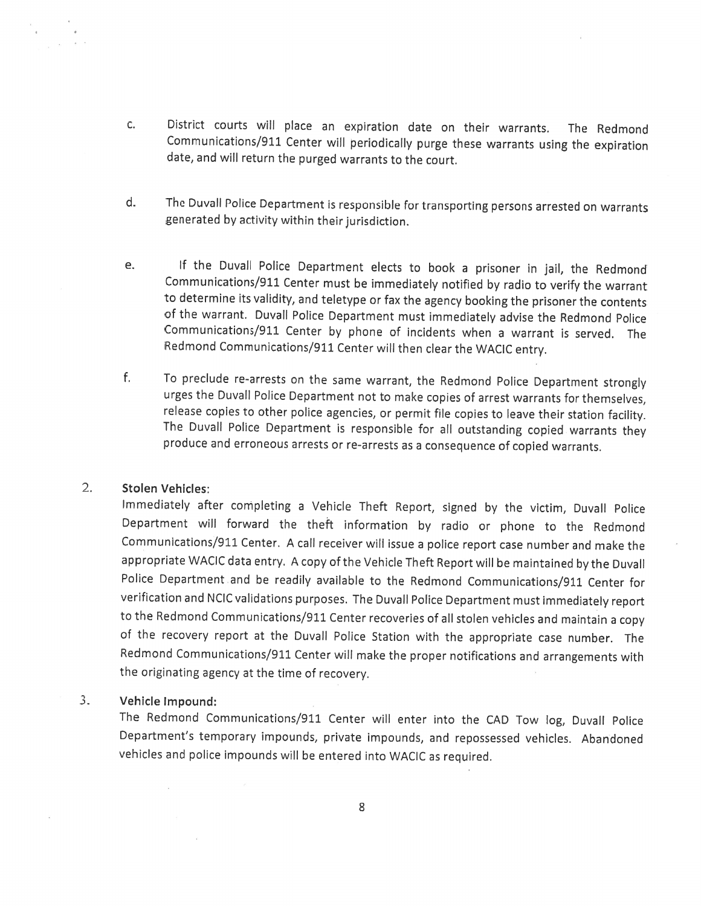c. District courts will place an expiration date on their warrants. The Redmond Communications/911 Center will periodically purge these warrants using the expiration date, and will return the purged warrants to the court.

d. The Duvall Police Department is responsible for transporting persons arrested on warrants generated by activity within their jurisdiction.

e. If the Duvall Police Department elects to book a prisoner in jail, the Redmond Communications/911 Center must be immediately notified by radio to verify the warrant to determine its validity, and teletype or fax the agency booking the prisoner the contents of the warrant. Duvall Police Department must immediately advise the Redmond Police Communications/911 Center by phone of incidents when a warrant is served. The Redmond Communications/911 Center will then clear the WACIC entry.

f. To preclude re-arrests on the same warrant, the Redmond Police Department strongly urges the Duvall Police Department not to make copies of arrest warrants for themselves, release copies to other police agencies, or permit file copies to leave their station facility. The Duvall Police Department is responsible for all outstanding copied warrants they produce and erroneous arrests or re-arrests as a consequence of copied warrants.

2. **Stolen Vehicles:**
Immediately after completing a Vehicle Theft Report, signed by the victim, Duvall Police Department will forward the theft information by radio or phone to the Redmond Communications/911 Center. A call receiver will issue a police report case number and make the appropriate WACIC data entry. A copy of the Vehicle Theft Report will be maintained by the Duvall Police Department and be readily available to the Redmond Communications/911 Center for verification and NCIC validations purposes. The Duvall Police Department must immediately report to the Redmond Communications/911 Center recoveries of all stolen vehicles and maintain a copy of the recovery report at the Duvall Police Station with the appropriate case number. The Redmond Communications/911 Center will make the proper notifications and arrangements with the originating agency at the time of recovery.

3. **Vehicle Impound:**
The Redmond Communications/911 Center will enter into the CAD Tow log, Duvall Police Department's temporary impounds, private impounds, and repossessed vehicles. Abandoned vehicles and police impounds will be entered into WACIC as required.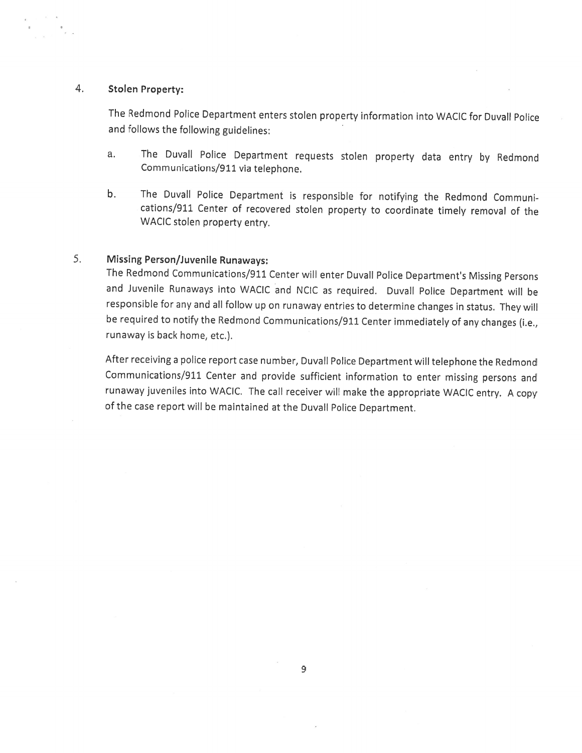4. **Stolen Property:**

   The Redmond Police Department enters stolen property information into WACIC for Duvall Police and follows the following guidelines:

   a. The Duvall Police Department requests stolen property data entry by Redmond Communications/911 via telephone.

   b. The Duvall Police Department is responsible for notifying the Redmond Communications/911 Center of recovered stolen property to coordinate timely removal of the WACIC stolen property entry.

5. **Missing Person/Juvenile Runaways:**

   The Redmond Communications/911 Center will enter Duvall Police Department's Missing Persons and Juvenile Runaways into WACIC and NCIC as required. Duvall Police Department will be responsible for any and all follow up on runaway entries to determine changes in status. They will be required to notify the Redmond Communications/911 Center immediately of any changes (i.e., runaway is back home, etc.).

   After receiving a police report case number, Duvall Police Department will telephone the Redmond Communications/911 Center and provide sufficient information to enter missing persons and runaway juveniles into WACIC. The call receiver will make the appropriate WACIC entry. A copy of the case report will be maintained at the Duvall Police Department.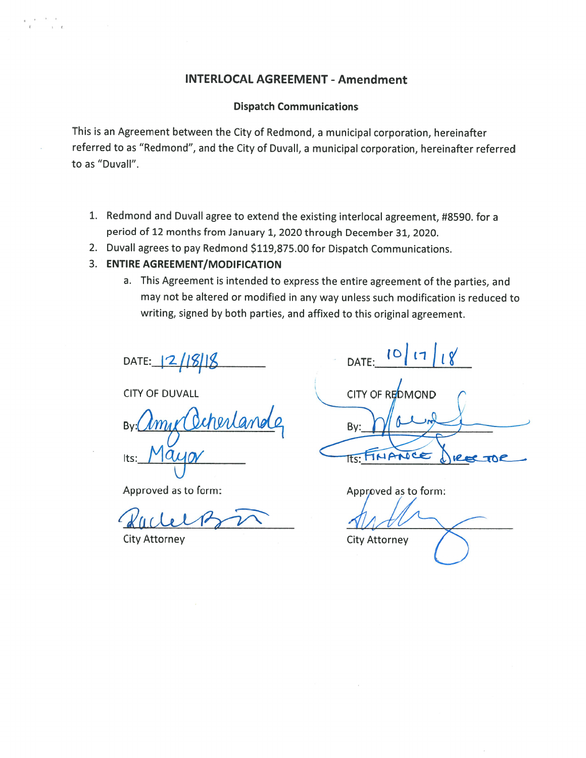## INTERLOCAL AGREEMENT - Amendment

### Dispatch Communications

This is an Agreement between the City of Redmond, a municipal corporation, hereinafter referred to as "Redmond", and the City of Duvall, a municipal corporation, hereinafter referred to as "Duvall".

1. Redmond and Duvall agree to extend the existing interlocal agreement, #8590. for a period of 12 months from January 1, 2020 through December 31, 2020.
2. Duvall agrees to pay Redmond $119,875.00 for Dispatch Communications.
3. **ENTIRE AGREEMENT/MODIFICATION**
   a. This Agreement is intended to express the entire agreement of the parties, and may not be altered or modified in any way unless such modification is reduced to writing, signed by both parties, and affixed to this original agreement.

DATE: 12/18/18

CITY OF DUVALL

By: Amy Ockerlander

Its: Mayor

Approved as to form:

City Attorney

DATE: 10/17/18

CITY OF REDMOND

By:

Its: FINANCE DIRECTOR

Approved as to form:

City Attorney